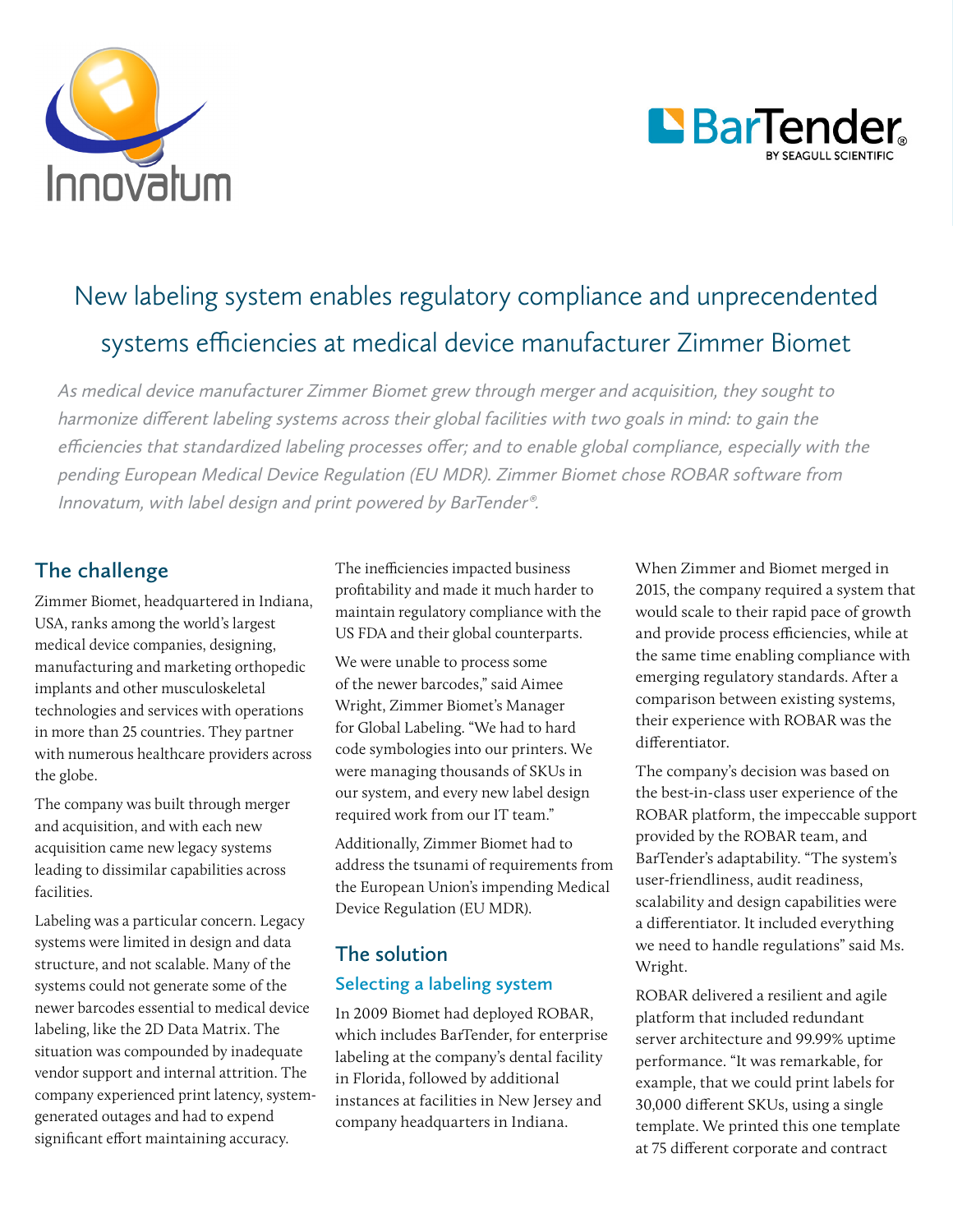# New labeling system enables regulatory compliance and unprecendented systems efficiencies at medical device manufacturer Zimmer Biomet

*As medical device manufacturer Zimmer Biomet grew through merger and acquisition, they sought to harmonize different labeling systems across their global facilities with two goals in mind: to gain the efficiencies that standardized labeling processes offer; and to enable global compliance, especially with the pending European Medical Device Regulation (EU MDR). Zimmer Biomet chose ROBAR software from Innovatum, with label design and print powered by BarTender®.*

## The challenge

Zimmer Biomet, headquartered in Indiana, USA, ranks among the world's largest medical device companies, designing, manufacturing and marketing orthopedic implants and other musculoskeletal technologies and services with operations in more than 25 countries. They partner with numerous healthcare providers across the globe.

The company was built through merger and acquisition, and with each new acquisition came new legacy systems leading to dissimilar capabilities across facilities.

Labeling was a particular concern. Legacy systems were limited in design and data structure, and not scalable. Many of the systems could not generate some of the newer barcodes essential to medical device labeling, like the 2D Data Matrix. The situation was compounded by inadequate vendor support and internal attrition. The company experienced print latency, system-generated outages and had to expend significant effort maintaining accuracy.

The inefficiencies impacted business profitability and made it much harder to maintain regulatory compliance with the US FDA and their global counterparts.

We were unable to process some of the newer barcodes," said Aimee Wright, Zimmer Biomet's Manager for Global Labeling. "We had to hard code symbologies into our printers. We were managing thousands of SKUs in our system, and every new label design required work from our IT team."

Additionally, Zimmer Biomet had to address the tsunami of requirements from the European Union's impending Medical Device Regulation (EU MDR).

## The solution

### Selecting a labeling system

In 2009 Biomet had deployed ROBAR, which includes BarTender, for enterprise labeling at the company's dental facility in Florida, followed by additional instances at facilities in New Jersey and company headquarters in Indiana.

When Zimmer and Biomet merged in 2015, the company required a system that would scale to their rapid pace of growth and provide process efficiencies, while at the same time enabling compliance with emerging regulatory standards. After a comparison between existing systems, their experience with ROBAR was the differentiator.

The company's decision was based on the best-in-class user experience of the ROBAR platform, the impeccable support provided by the ROBAR team, and BarTender's adaptability. "The system's user-friendliness, audit readiness, scalability and design capabilities were a differentiator. It included everything we need to handle regulations" said Ms. Wright.

ROBAR delivered a resilient and agile platform that included redundant server architecture and 99.99% uptime performance. "It was remarkable, for example, that we could print labels for 30,000 different SKUs, using a single template. We printed this one template at 75 different corporate and contract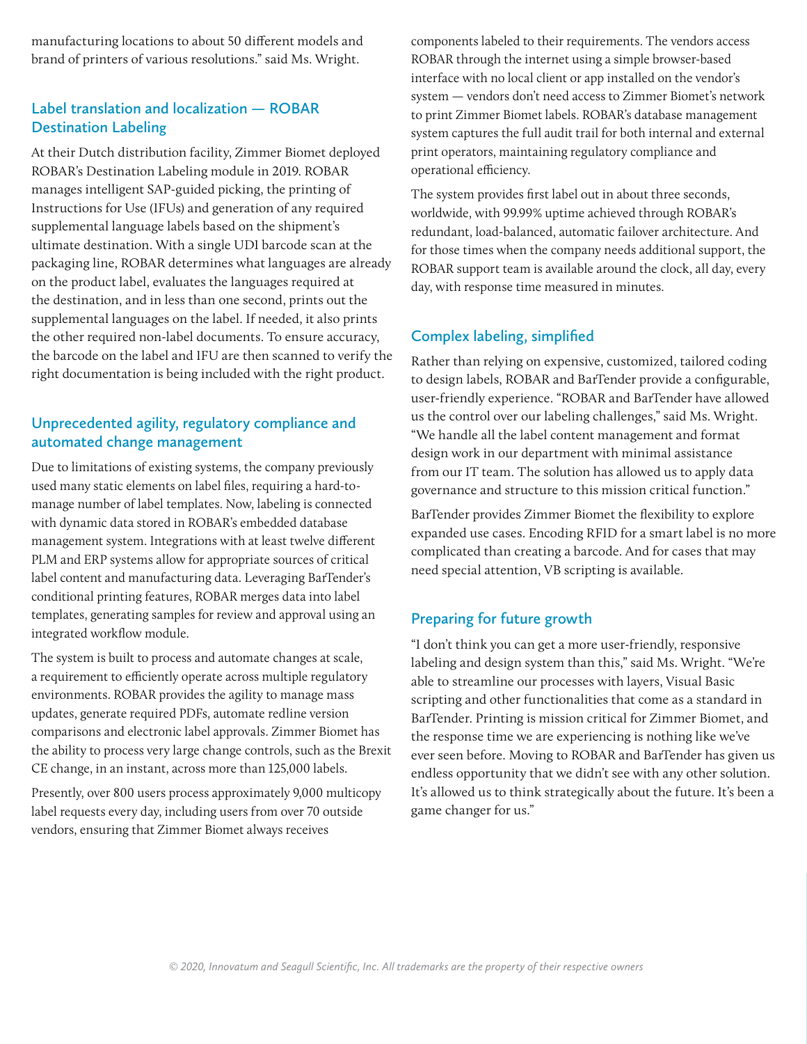manufacturing locations to about 50 different models and brand of printers of various resolutions." said Ms. Wright.

## Label translation and localization — ROBAR Destination Labeling

At their Dutch distribution facility, Zimmer Biomet deployed ROBAR's Destination Labeling module in 2019. ROBAR manages intelligent SAP-guided picking, the printing of Instructions for Use (IFUs) and generation of any required supplemental language labels based on the shipment's ultimate destination. With a single UDI barcode scan at the packaging line, ROBAR determines what languages are already on the product label, evaluates the languages required at the destination, and in less than one second, prints out the supplemental languages on the label. If needed, it also prints the other required non-label documents. To ensure accuracy, the barcode on the label and IFU are then scanned to verify the right documentation is being included with the right product.

## Unprecedented agility, regulatory compliance and automated change management

Due to limitations of existing systems, the company previously used many static elements on label files, requiring a hard-to-manage number of label templates. Now, labeling is connected with dynamic data stored in ROBAR's embedded database management system. Integrations with at least twelve different PLM and ERP systems allow for appropriate sources of critical label content and manufacturing data. Leveraging BarTender's conditional printing features, ROBAR merges data into label templates, generating samples for review and approval using an integrated workflow module.

The system is built to process and automate changes at scale, a requirement to efficiently operate across multiple regulatory environments. ROBAR provides the agility to manage mass updates, generate required PDFs, automate redline version comparisons and electronic label approvals. Zimmer Biomet has the ability to process very large change controls, such as the Brexit CE change, in an instant, across more than 125,000 labels.

Presently, over 800 users process approximately 9,000 multicopy label requests every day, including users from over 70 outside vendors, ensuring that Zimmer Biomet always receives components labeled to their requirements. The vendors access ROBAR through the internet using a simple browser-based interface with no local client or app installed on the vendor's system — vendors don't need access to Zimmer Biomet's network to print Zimmer Biomet labels. ROBAR's database management system captures the full audit trail for both internal and external print operators, maintaining regulatory compliance and operational efficiency.

The system provides first label out in about three seconds, worldwide, with 99.99% uptime achieved through ROBAR's redundant, load-balanced, automatic failover architecture. And for those times when the company needs additional support, the ROBAR support team is available around the clock, all day, every day, with response time measured in minutes.

## Complex labeling, simplified

Rather than relying on expensive, customized, tailored coding to design labels, ROBAR and BarTender provide a configurable, user-friendly experience. "ROBAR and BarTender have allowed us the control over our labeling challenges," said Ms. Wright. "We handle all the label content management and format design work in our department with minimal assistance from our IT team. The solution has allowed us to apply data governance and structure to this mission critical function."

BarTender provides Zimmer Biomet the flexibility to explore expanded use cases. Encoding RFID for a smart label is no more complicated than creating a barcode. And for cases that may need special attention, VB scripting is available.

## Preparing for future growth

"I don't think you can get a more user-friendly, responsive labeling and design system than this," said Ms. Wright. "We're able to streamline our processes with layers, Visual Basic scripting and other functionalities that come as a standard in BarTender. Printing is mission critical for Zimmer Biomet, and the response time we are experiencing is nothing like we've ever seen before. Moving to ROBAR and BarTender has given us endless opportunity that we didn't see with any other solution. It's allowed us to think strategically about the future. It's been a game changer for us."

*© 2020, Innovatum and Seagull Scientific, Inc. All trademarks are the property of their respective owners*